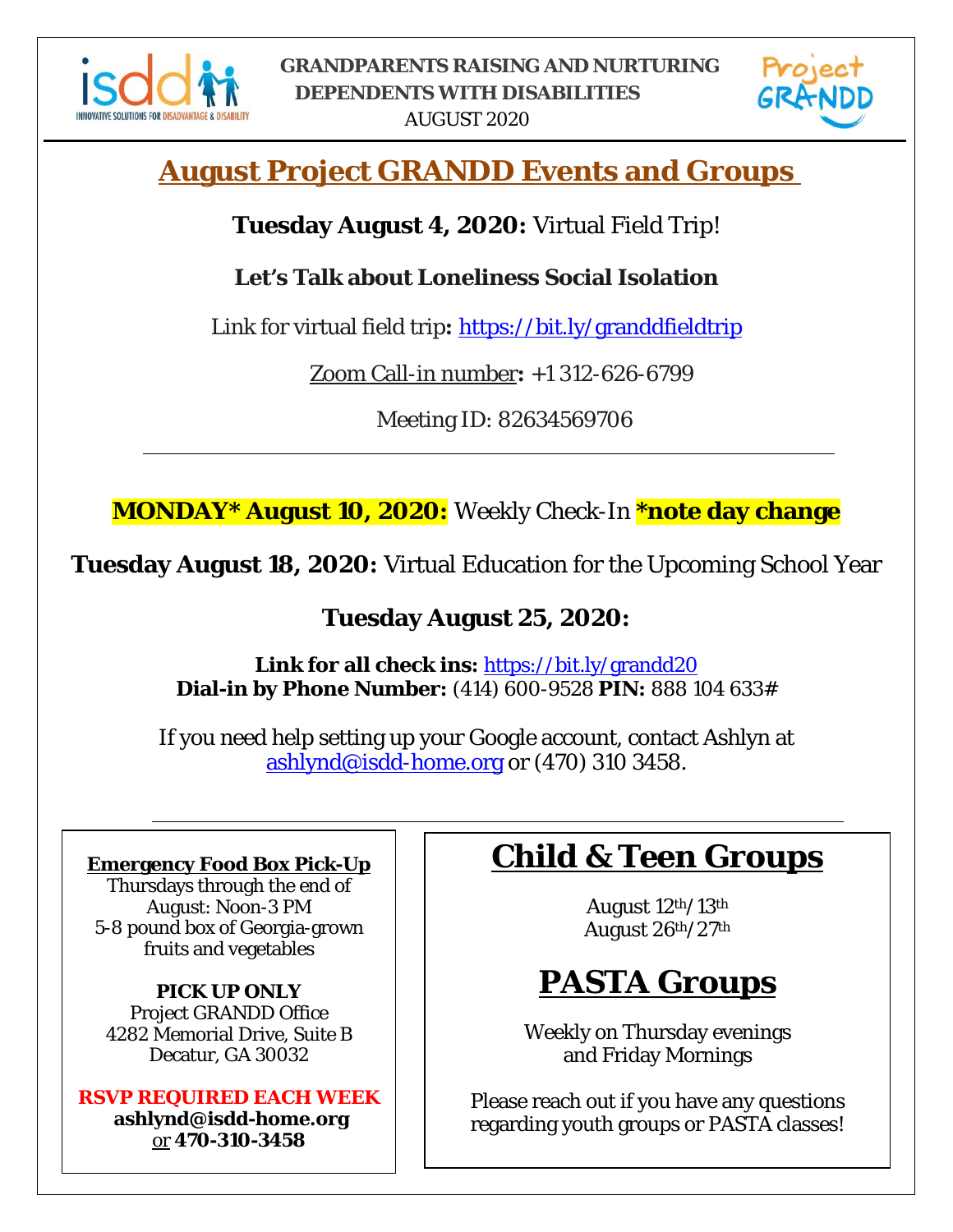**GRANDPARENTS RAISING AND NURTURING DEPENDENTS WITH DISABILITIES**
AUGUST 2020

# August Project GRANDD Events and Groups

**Tuesday August 4, 2020:** Virtual Field Trip!

**Let's Talk about Loneliness Social Isolation**

Link for virtual field trip**:** https://bit.ly/granddfieldtrip

Zoom Call-in number**:** +1 312-626-6799

Meeting ID: 82634569706

---

**MONDAY\* August 10, 2020:** Weekly Check-In **\*note day change**

**Tuesday August 18, 2020:** Virtual Education for the Upcoming School Year

**Tuesday August 25, 2020:**

**Link for all check ins:** https://bit.ly/grandd20
**Dial-in by Phone Number:** (414) 600-9528 **PIN:** 888 104 633#

If you need help setting up your Google account, contact Ashlyn at ashlynd@isdd-home.org or (470) 310 3458.

---

**Emergency Food Box Pick-Up**
Thursdays through the end of August: Noon-3 PM
5-8 pound box of Georgia-grown fruits and vegetables

**PICK UP ONLY**
Project GRANDD Office
4282 Memorial Drive, Suite B
Decatur, GA 30032

**RSVP REQUIRED EACH WEEK**
**ashlynd@isdd-home.org**
or **470-310-3458**

## Child & Teen Groups

August 12th/13th
August 26th/27th

## PASTA Groups

Weekly on Thursday evenings and Friday Mornings

Please reach out if you have any questions regarding youth groups or PASTA classes!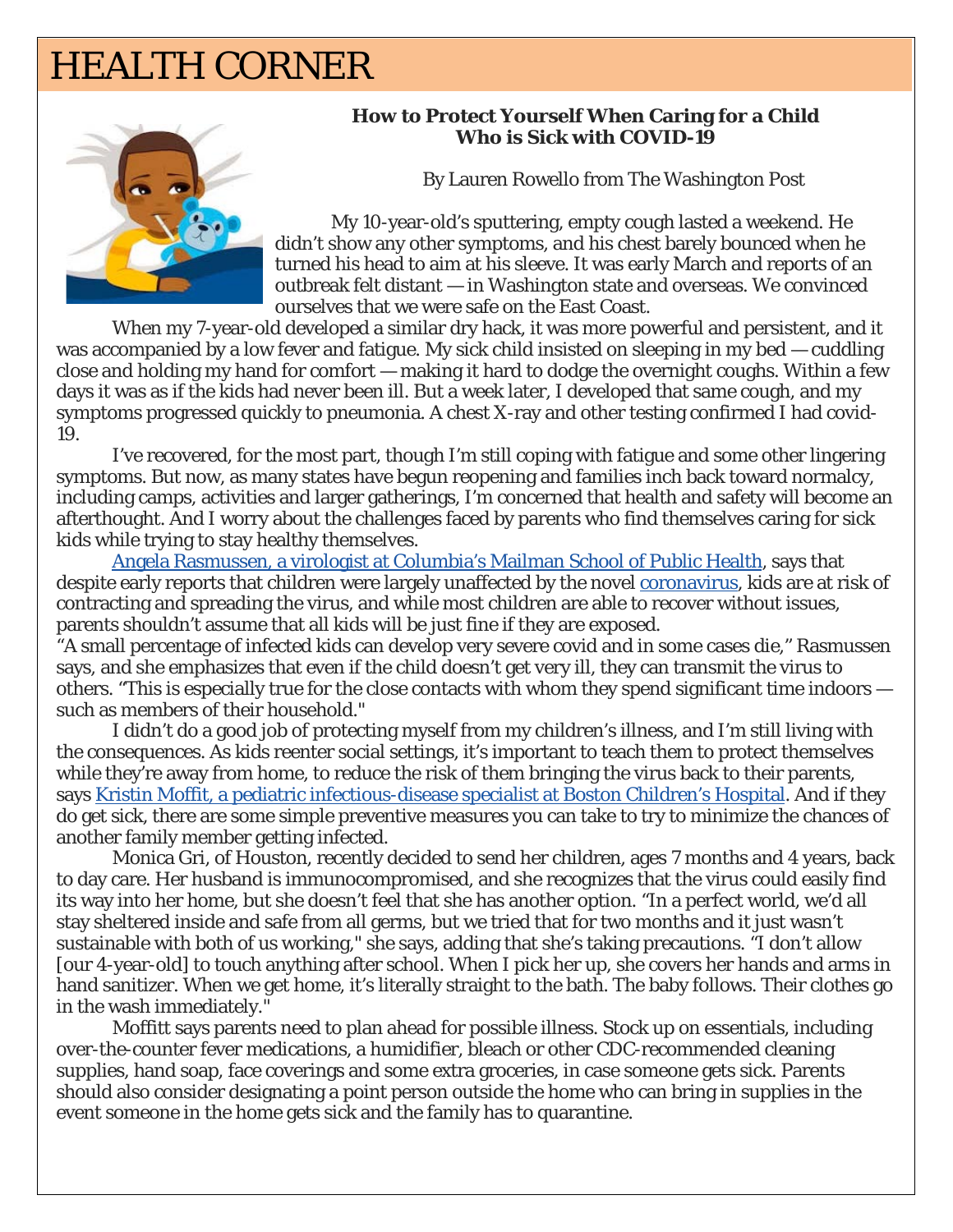# HEALTH CORNER

**How to Protect Yourself When Caring for a Child Who is Sick with COVID-19**

By Lauren Rowello from The Washington Post

My 10-year-old's sputtering, empty cough lasted a weekend. He didn't show any other symptoms, and his chest barely bounced when he turned his head to aim at his sleeve. It was early March and reports of an outbreak felt distant — in Washington state and overseas. We convinced ourselves that we were safe on the East Coast.

When my 7-year-old developed a similar dry hack, it was more powerful and persistent, and it was accompanied by a low fever and fatigue. My sick child insisted on sleeping in my bed — cuddling close and holding my hand for comfort — making it hard to dodge the overnight coughs. Within a few days it was as if the kids had never been ill. But a week later, I developed that same cough, and my symptoms progressed quickly to pneumonia. A chest X-ray and other testing confirmed I had covid-19.

I've recovered, for the most part, though I'm still coping with fatigue and some other lingering symptoms. But now, as many states have begun reopening and families inch back toward normalcy, including camps, activities and larger gatherings, I'm concerned that health and safety will become an afterthought. And I worry about the challenges faced by parents who find themselves caring for sick kids while trying to stay healthy themselves.

Angela Rasmussen, a virologist at Columbia's Mailman School of Public Health, says that despite early reports that children were largely unaffected by the novel coronavirus, kids are at risk of contracting and spreading the virus, and while most children are able to recover without issues, parents shouldn't assume that all kids will be just fine if they are exposed.

"A small percentage of infected kids can develop very severe covid and in some cases die," Rasmussen says, and she emphasizes that even if the child doesn't get very ill, they can transmit the virus to others. "This is especially true for the close contacts with whom they spend significant time indoors — such as members of their household."

I didn't do a good job of protecting myself from my children's illness, and I'm still living with the consequences. As kids reenter social settings, it's important to teach them to protect themselves while they're away from home, to reduce the risk of them bringing the virus back to their parents, says Kristin Moffit, a pediatric infectious-disease specialist at Boston Children's Hospital. And if they do get sick, there are some simple preventive measures you can take to try to minimize the chances of another family member getting infected.

Monica Gri, of Houston, recently decided to send her children, ages 7 months and 4 years, back to day care. Her husband is immunocompromised, and she recognizes that the virus could easily find its way into her home, but she doesn't feel that she has another option. "In a perfect world, we'd all stay sheltered inside and safe from all germs, but we tried that for two months and it just wasn't sustainable with both of us working," she says, adding that she's taking precautions. "I don't allow [our 4-year-old] to touch anything after school. When I pick her up, she covers her hands and arms in hand sanitizer. When we get home, it's literally straight to the bath. The baby follows. Their clothes go in the wash immediately."

Moffitt says parents need to plan ahead for possible illness. Stock up on essentials, including over-the-counter fever medications, a humidifier, bleach or other CDC-recommended cleaning supplies, hand soap, face coverings and some extra groceries, in case someone gets sick. Parents should also consider designating a point person outside the home who can bring in supplies in the event someone in the home gets sick and the family has to quarantine.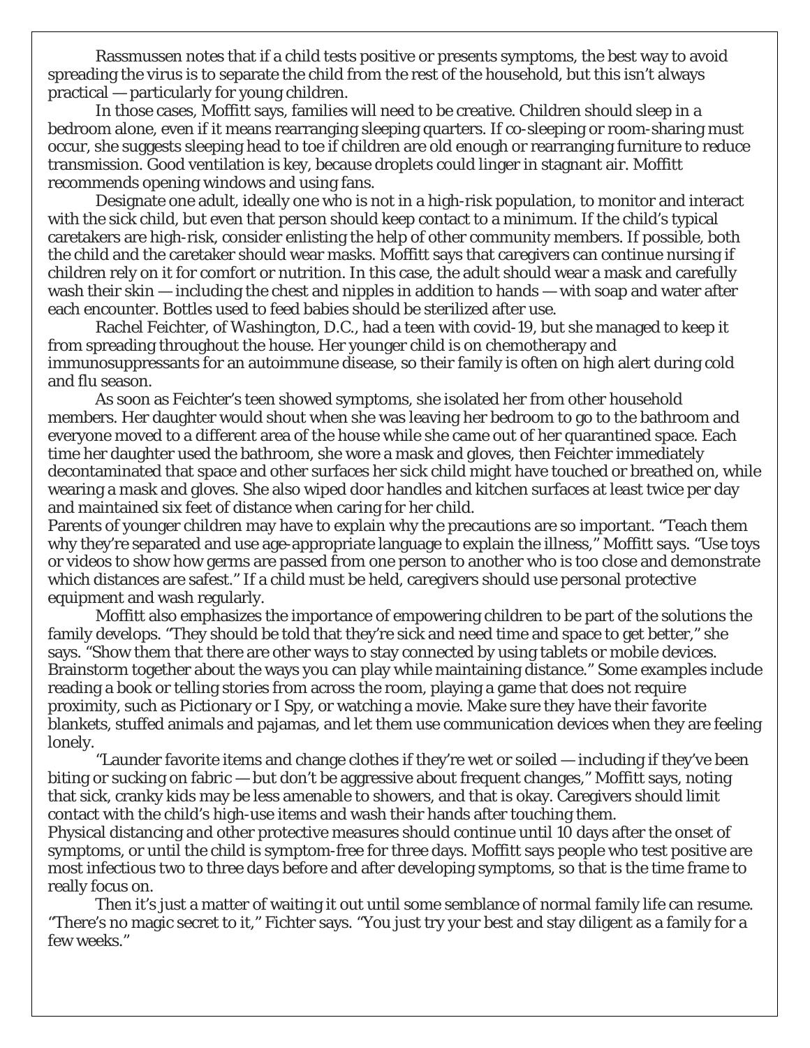Rassmussen notes that if a child tests positive or presents symptoms, the best way to avoid spreading the virus is to separate the child from the rest of the household, but this isn't always practical — particularly for young children.

In those cases, Moffitt says, families will need to be creative. Children should sleep in a bedroom alone, even if it means rearranging sleeping quarters. If co-sleeping or room-sharing must occur, she suggests sleeping head to toe if children are old enough or rearranging furniture to reduce transmission. Good ventilation is key, because droplets could linger in stagnant air. Moffitt recommends opening windows and using fans.

Designate one adult, ideally one who is not in a high-risk population, to monitor and interact with the sick child, but even that person should keep contact to a minimum. If the child's typical caretakers are high-risk, consider enlisting the help of other community members. If possible, both the child and the caretaker should wear masks. Moffitt says that caregivers can continue nursing if children rely on it for comfort or nutrition. In this case, the adult should wear a mask and carefully wash their skin — including the chest and nipples in addition to hands — with soap and water after each encounter. Bottles used to feed babies should be sterilized after use.

Rachel Feichter, of Washington, D.C., had a teen with covid-19, but she managed to keep it from spreading throughout the house. Her younger child is on chemotherapy and immunosuppressants for an autoimmune disease, so their family is often on high alert during cold and flu season.

As soon as Feichter's teen showed symptoms, she isolated her from other household members. Her daughter would shout when she was leaving her bedroom to go to the bathroom and everyone moved to a different area of the house while she came out of her quarantined space. Each time her daughter used the bathroom, she wore a mask and gloves, then Feichter immediately decontaminated that space and other surfaces her sick child might have touched or breathed on, while wearing a mask and gloves. She also wiped door handles and kitchen surfaces at least twice per day and maintained six feet of distance when caring for her child.

Parents of younger children may have to explain why the precautions are so important. "Teach them why they're separated and use age-appropriate language to explain the illness," Moffitt says. "Use toys or videos to show how germs are passed from one person to another who is too close and demonstrate which distances are safest." If a child must be held, caregivers should use personal protective equipment and wash regularly.

Moffitt also emphasizes the importance of empowering children to be part of the solutions the family develops. "They should be told that they're sick and need time and space to get better," she says. "Show them that there are other ways to stay connected by using tablets or mobile devices. Brainstorm together about the ways you can play while maintaining distance." Some examples include reading a book or telling stories from across the room, playing a game that does not require proximity, such as Pictionary or I Spy, or watching a movie. Make sure they have their favorite blankets, stuffed animals and pajamas, and let them use communication devices when they are feeling lonely.

"Launder favorite items and change clothes if they're wet or soiled — including if they've been biting or sucking on fabric — but don't be aggressive about frequent changes," Moffitt says, noting that sick, cranky kids may be less amenable to showers, and that is okay. Caregivers should limit contact with the child's high-use items and wash their hands after touching them.

Physical distancing and other protective measures should continue until 10 days after the onset of symptoms, or until the child is symptom-free for three days. Moffitt says people who test positive are most infectious two to three days before and after developing symptoms, so that is the time frame to really focus on.

Then it's just a matter of waiting it out until some semblance of normal family life can resume. "There's no magic secret to it," Fichter says. "You just try your best and stay diligent as a family for a few weeks."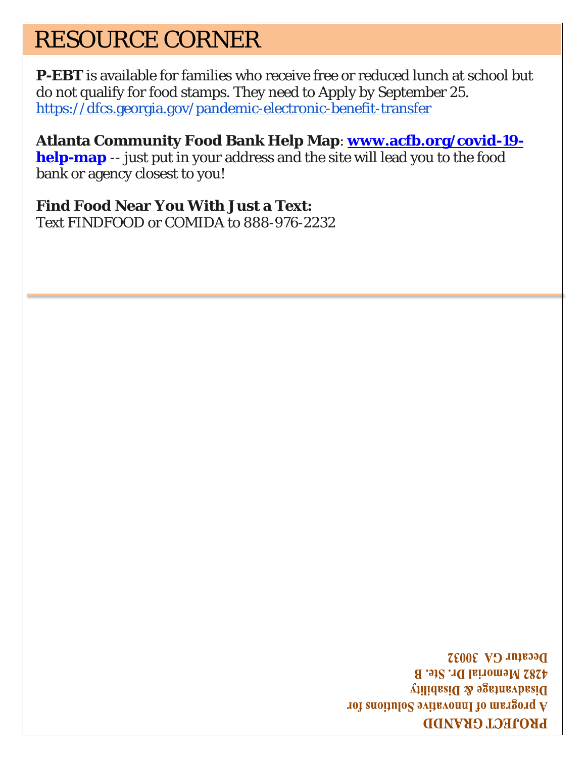# RESOURCE CORNER

**P-EBT** is available for families who receive free or reduced lunch at school but do not qualify for food stamps. They need to Apply by September 25. https://dfcs.georgia.gov/pandemic-electronic-benefit-transfer

**Atlanta Community Food Bank Help Map**: **www.acfb.org/covid-19-help-map** -- just put in your address and the site will lead you to the food bank or agency closest to you!

**Find Food Near You With Just a Text:**
Text FINDFOOD or COMIDA to 888-976-2232

**PROJECT GRANDD**
**A program of Innovative Solutions for Disadvantage & Disability**
**4282 Memorial Dr. Ste. B**
**Decatur GA 30032**